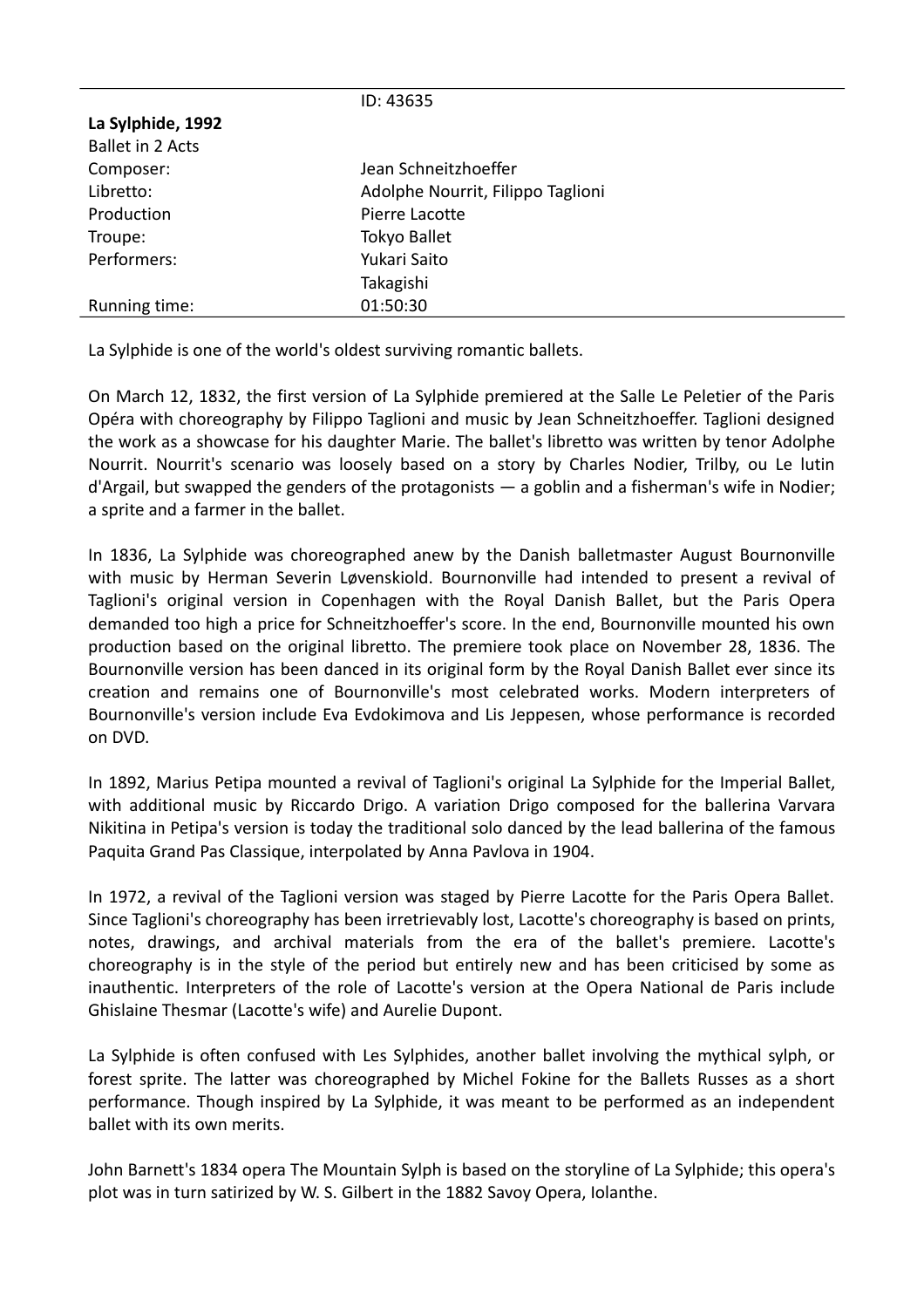| | ID: 43635 |
|---|---|
| **La Sylphide, 1992** | |
| Ballet in 2 Acts | |
| Composer: | Jean Schneitzhoeffer |
| Libretto: | Adolphe Nourrit, Filippo Taglioni |
| Production | Pierre Lacotte |
| Troupe: | Tokyo Ballet |
| Performers: | Yukari Saito |
| | Takagishi |
| Running time: | 01:50:30 |

La Sylphide is one of the world's oldest surviving romantic ballets.

On March 12, 1832, the first version of La Sylphide premiered at the Salle Le Peletier of the Paris Opéra with choreography by Filippo Taglioni and music by Jean Schneitzhoeffer. Taglioni designed the work as a showcase for his daughter Marie. The ballet's libretto was written by tenor Adolphe Nourrit. Nourrit's scenario was loosely based on a story by Charles Nodier, Trilby, ou Le lutin d'Argail, but swapped the genders of the protagonists — a goblin and a fisherman's wife in Nodier; a sprite and a farmer in the ballet.

In 1836, La Sylphide was choreographed anew by the Danish balletmaster August Bournonville with music by Herman Severin Løvenskiold. Bournonville had intended to present a revival of Taglioni's original version in Copenhagen with the Royal Danish Ballet, but the Paris Opera demanded too high a price for Schneitzhoeffer's score. In the end, Bournonville mounted his own production based on the original libretto. The premiere took place on November 28, 1836. The Bournonville version has been danced in its original form by the Royal Danish Ballet ever since its creation and remains one of Bournonville's most celebrated works. Modern interpreters of Bournonville's version include Eva Evdokimova and Lis Jeppesen, whose performance is recorded on DVD.

In 1892, Marius Petipa mounted a revival of Taglioni's original La Sylphide for the Imperial Ballet, with additional music by Riccardo Drigo. A variation Drigo composed for the ballerina Varvara Nikitina in Petipa's version is today the traditional solo danced by the lead ballerina of the famous Paquita Grand Pas Classique, interpolated by Anna Pavlova in 1904.

In 1972, a revival of the Taglioni version was staged by Pierre Lacotte for the Paris Opera Ballet. Since Taglioni's choreography has been irretrievably lost, Lacotte's choreography is based on prints, notes, drawings, and archival materials from the era of the ballet's premiere. Lacotte's choreography is in the style of the period but entirely new and has been criticised by some as inauthentic. Interpreters of the role of Lacotte's version at the Opera National de Paris include Ghislaine Thesmar (Lacotte's wife) and Aurelie Dupont.

La Sylphide is often confused with Les Sylphides, another ballet involving the mythical sylph, or forest sprite. The latter was choreographed by Michel Fokine for the Ballets Russes as a short performance. Though inspired by La Sylphide, it was meant to be performed as an independent ballet with its own merits.

John Barnett's 1834 opera The Mountain Sylph is based on the storyline of La Sylphide; this opera's plot was in turn satirized by W. S. Gilbert in the 1882 Savoy Opera, Iolanthe.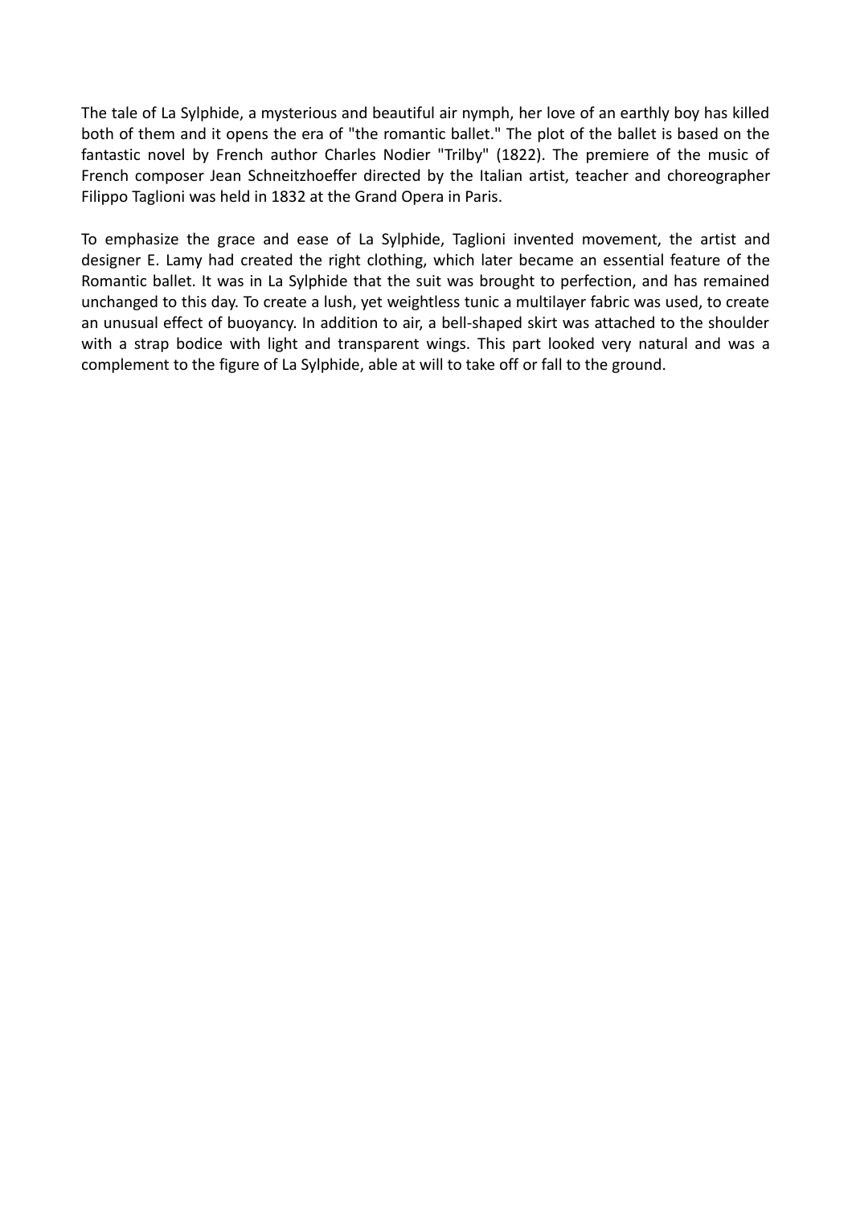The tale of La Sylphide, a mysterious and beautiful air nymph, her love of an earthly boy has killed both of them and it opens the era of "the romantic ballet." The plot of the ballet is based on the fantastic novel by French author Charles Nodier "Trilby" (1822). The premiere of the music of French composer Jean Schneitzhoeffer directed by the Italian artist, teacher and choreographer Filippo Taglioni was held in 1832 at the Grand Opera in Paris.

To emphasize the grace and ease of La Sylphide, Taglioni invented movement, the artist and designer E. Lamy had created the right clothing, which later became an essential feature of the Romantic ballet. It was in La Sylphide that the suit was brought to perfection, and has remained unchanged to this day. To create a lush, yet weightless tunic a multilayer fabric was used, to create an unusual effect of buoyancy. In addition to air, a bell-shaped skirt was attached to the shoulder with a strap bodice with light and transparent wings. This part looked very natural and was a complement to the figure of La Sylphide, able at will to take off or fall to the ground.